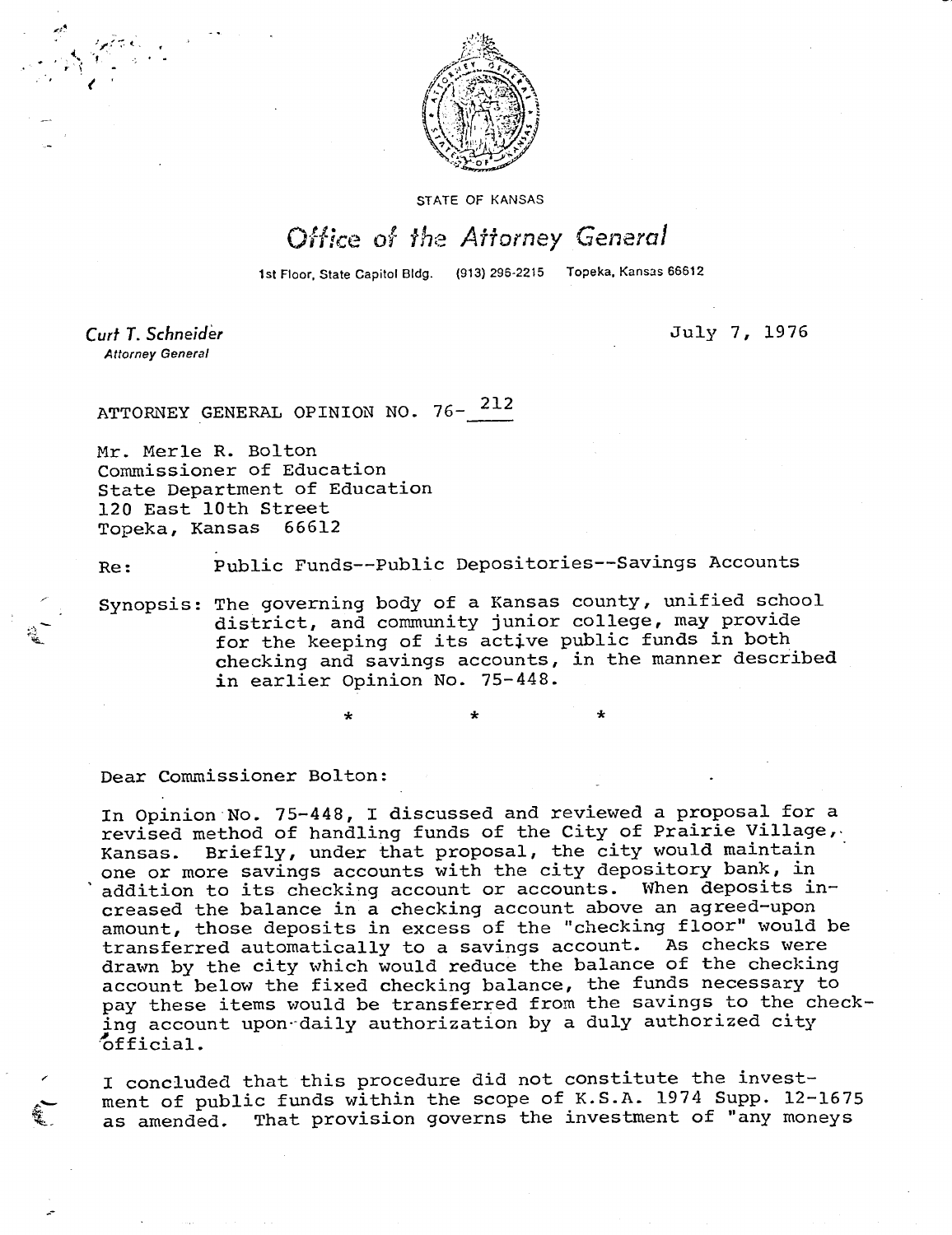STATE OF KANSAS

# Office of the Attorney General

1st Floor, State Capitol Bldg. (913) 296-2215 Topeka, Kansas 66612

*Curt T. Schneider*
*Attorney General*

July 7, 1976

ATTORNEY GENERAL OPINION NO. 76- 212

Mr. Merle R. Bolton
Commissioner of Education
State Department of Education
120 East 10th Street
Topeka, Kansas 66612

Re: Public Funds--Public Depositories--Savings Accounts

Synopsis: The governing body of a Kansas county, unified school district, and community junior college, may provide for the keeping of its active public funds in both checking and savings accounts, in the manner described in earlier Opinion No. 75-448.

\* \* \*

Dear Commissioner Bolton:

In Opinion No. 75-448, I discussed and reviewed a proposal for a revised method of handling funds of the City of Prairie Village, Kansas. Briefly, under that proposal, the city would maintain one or more savings accounts with the city depository bank, in addition to its checking account or accounts. When deposits increased the balance in a checking account above an agreed-upon amount, those deposits in excess of the "checking floor" would be transferred automatically to a savings account. As checks were drawn by the city which would reduce the balance of the checking account below the fixed checking balance, the funds necessary to pay these items would be transferred from the savings to the checking account upon daily authorization by a duly authorized city official.

I concluded that this procedure did not constitute the investment of public funds within the scope of K.S.A. 1974 Supp. 12-1675 as amended. That provision governs the investment of "any moneys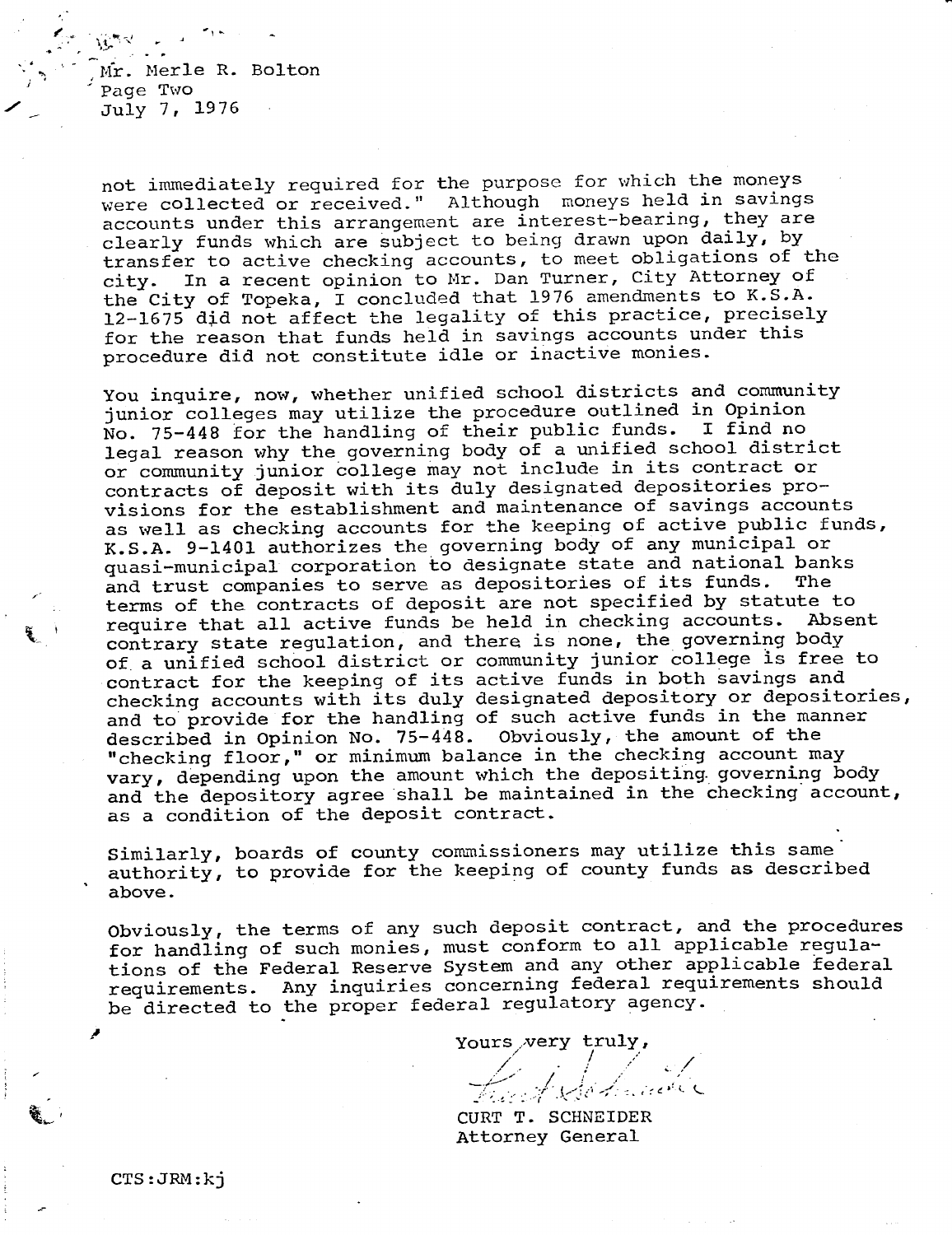not immediately required for the purpose for which the moneys were collected or received." Although moneys held in savings accounts under this arrangement are interest-bearing, they are clearly funds which are subject to being drawn upon daily, by transfer to active checking accounts, to meet obligations of the city. In a recent opinion to Mr. Dan Turner, City Attorney of the City of Topeka, I concluded that 1976 amendments to K.S.A. 12-1675 did not affect the legality of this practice, precisely for the reason that funds held in savings accounts under this procedure did not constitute idle or inactive monies.

You inquire, now, whether unified school districts and community junior colleges may utilize the procedure outlined in Opinion No. 75-448 for the handling of their public funds. I find no legal reason why the governing body of a unified school district or community junior college may not include in its contract or contracts of deposit with its duly designated depositories provisions for the establishment and maintenance of savings accounts as well as checking accounts for the keeping of active public funds, K.S.A. 9-1401 authorizes the governing body of any municipal or quasi-municipal corporation to designate state and national banks and trust companies to serve as depositories of its funds. The terms of the contracts of deposit are not specified by statute to require that all active funds be held in checking accounts. Absent contrary state regulation, and there is none, the governing body of a unified school district or community junior college is free to contract for the keeping of its active funds in both savings and checking accounts with its duly designated depository or depositories, and to provide for the handling of such active funds in the manner described in Opinion No. 75-448. Obviously, the amount of the "checking floor," or minimum balance in the checking account may vary, depending upon the amount which the depositing governing body and the depository agree shall be maintained in the checking account, as a condition of the deposit contract.

Similarly, boards of county commissioners may utilize this same authority, to provide for the keeping of county funds as described above.

Obviously, the terms of any such deposit contract, and the procedures for handling of such monies, must conform to all applicable regulations of the Federal Reserve System and any other applicable federal requirements. Any inquiries concerning federal requirements should be directed to the proper federal regulatory agency.

Yours very truly,

CURT T. SCHNEIDER
Attorney General

CTS:JRM:kj